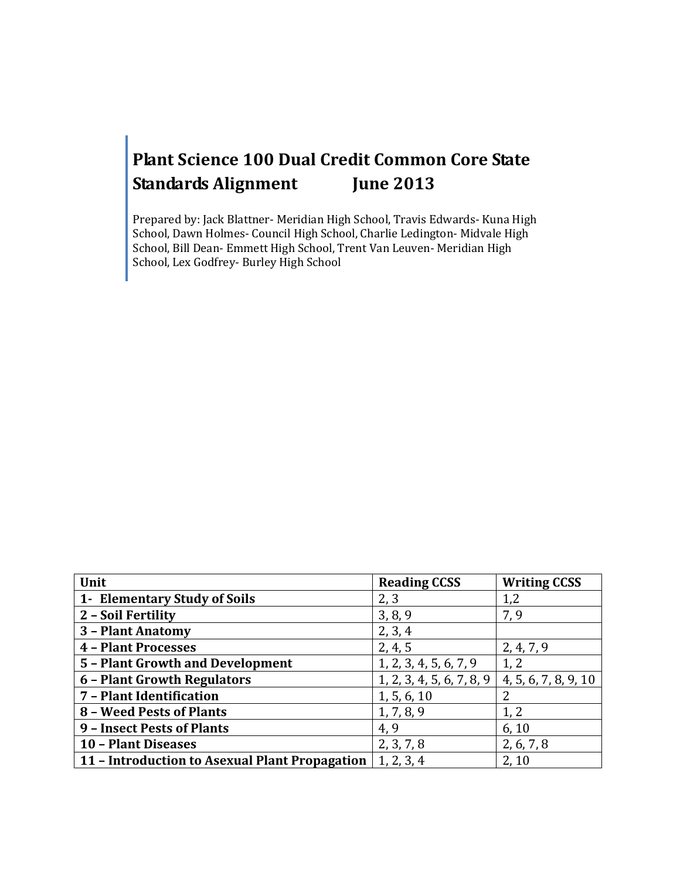# Plant Science 100 Dual Credit Common Core State Standards Alignment June 2013

Prepared by: Jack Blattner- Meridian High School, Travis Edwards- Kuna High School, Dawn Holmes- Council High School, Charlie Ledington- Midvale High School, Bill Dean- Emmett High School, Trent Van Leuven- Meridian High School, Lex Godfrey- Burley High School

| Unit | Reading CCSS | Writing CCSS |
|---|---|---|
| **1- Elementary Study of Soils** | 2, 3 | 1,2 |
| **2 – Soil Fertility** | 3, 8, 9 | 7, 9 |
| **3 – Plant Anatomy** | 2, 3, 4 | |
| **4 – Plant Processes** | 2, 4, 5 | 2, 4, 7, 9 |
| **5 – Plant Growth and Development** | 1, 2, 3, 4, 5, 6, 7, 9 | 1, 2 |
| **6 – Plant Growth Regulators** | 1, 2, 3, 4, 5, 6, 7, 8, 9 | 4, 5, 6, 7, 8, 9, 10 |
| **7 – Plant Identification** | 1, 5, 6, 10 | 2 |
| **8 – Weed Pests of Plants** | 1, 7, 8, 9 | 1, 2 |
| **9 – Insect Pests of Plants** | 4, 9 | 6, 10 |
| **10 – Plant Diseases** | 2, 3, 7, 8 | 2, 6, 7, 8 |
| **11 – Introduction to Asexual Plant Propagation** | 1, 2, 3, 4 | 2, 10 |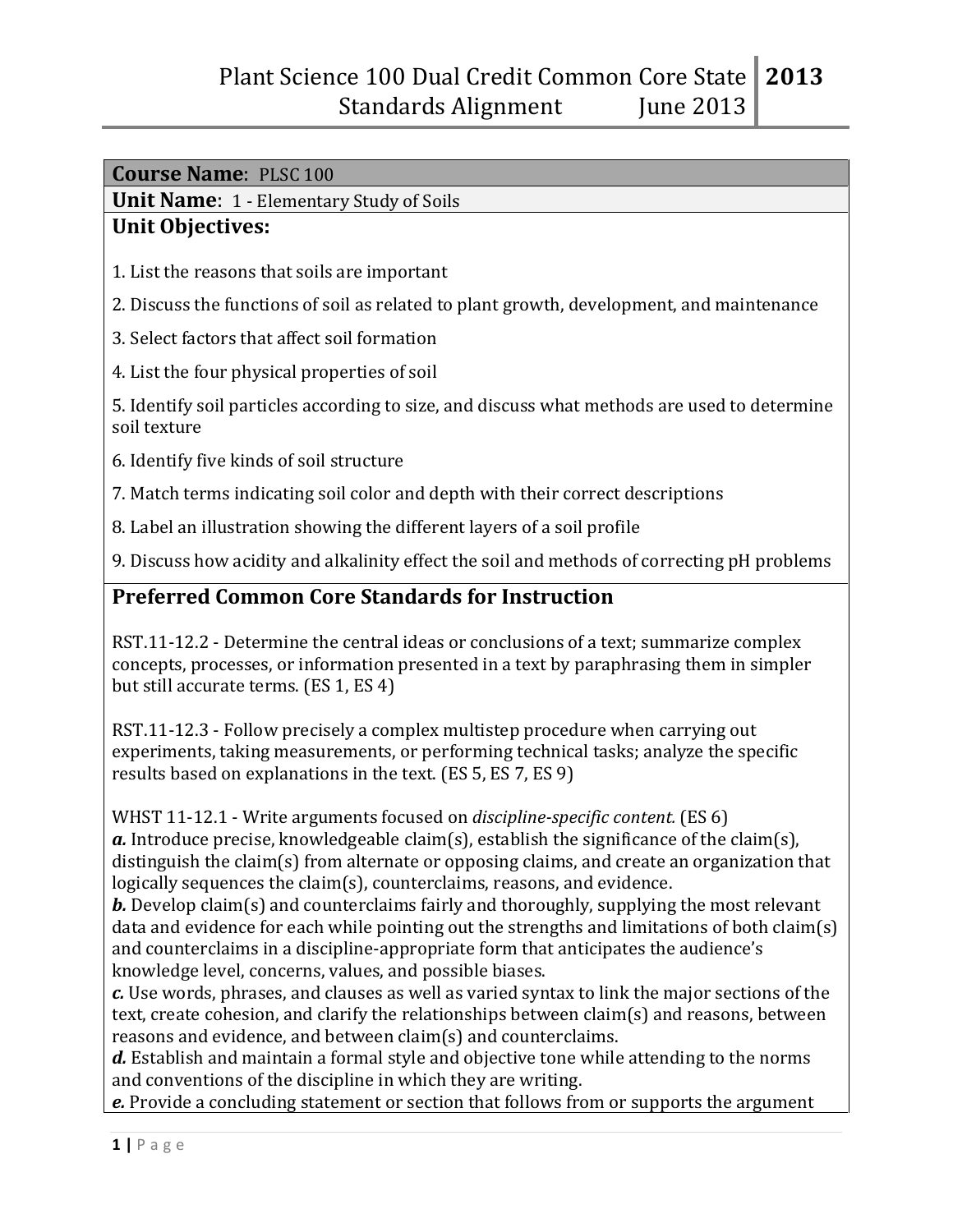**Course Name**: PLSC 100

**Unit Name**: 1 - Elementary Study of Soils

## Unit Objectives:

1. List the reasons that soils are important
2. Discuss the functions of soil as related to plant growth, development, and maintenance
3. Select factors that affect soil formation
4. List the four physical properties of soil
5. Identify soil particles according to size, and discuss what methods are used to determine soil texture
6. Identify five kinds of soil structure
7. Match terms indicating soil color and depth with their correct descriptions
8. Label an illustration showing the different layers of a soil profile
9. Discuss how acidity and alkalinity effect the soil and methods of correcting pH problems

## Preferred Common Core Standards for Instruction

RST.11-12.2 - Determine the central ideas or conclusions of a text; summarize complex concepts, processes, or information presented in a text by paraphrasing them in simpler but still accurate terms. (ES 1, ES 4)

RST.11-12.3 - Follow precisely a complex multistep procedure when carrying out experiments, taking measurements, or performing technical tasks; analyze the specific results based on explanations in the text. (ES 5, ES 7, ES 9)

WHST 11-12.1 - Write arguments focused on *discipline-specific content.* (ES 6)
***a.*** Introduce precise, knowledgeable claim(s), establish the significance of the claim(s), distinguish the claim(s) from alternate or opposing claims, and create an organization that logically sequences the claim(s), counterclaims, reasons, and evidence.
***b.*** Develop claim(s) and counterclaims fairly and thoroughly, supplying the most relevant data and evidence for each while pointing out the strengths and limitations of both claim(s) and counterclaims in a discipline-appropriate form that anticipates the audience's knowledge level, concerns, values, and possible biases.
***c.*** Use words, phrases, and clauses as well as varied syntax to link the major sections of the text, create cohesion, and clarify the relationships between claim(s) and reasons, between reasons and evidence, and between claim(s) and counterclaims.
***d.*** Establish and maintain a formal style and objective tone while attending to the norms and conventions of the discipline in which they are writing.
***e.*** Provide a concluding statement or section that follows from or supports the argument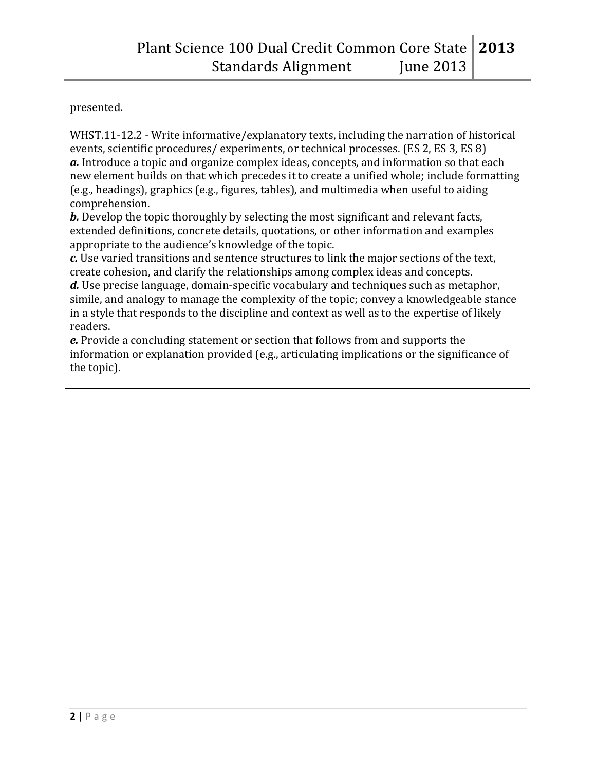presented.

WHST.11-12.2 - Write informative/explanatory texts, including the narration of historical events, scientific procedures/ experiments, or technical processes. (ES 2, ES 3, ES 8)
***a.*** Introduce a topic and organize complex ideas, concepts, and information so that each new element builds on that which precedes it to create a unified whole; include formatting (e.g., headings), graphics (e.g., figures, tables), and multimedia when useful to aiding comprehension.
***b.*** Develop the topic thoroughly by selecting the most significant and relevant facts, extended definitions, concrete details, quotations, or other information and examples appropriate to the audience's knowledge of the topic.
***c.*** Use varied transitions and sentence structures to link the major sections of the text, create cohesion, and clarify the relationships among complex ideas and concepts.
***d.*** Use precise language, domain-specific vocabulary and techniques such as metaphor, simile, and analogy to manage the complexity of the topic; convey a knowledgeable stance in a style that responds to the discipline and context as well as to the expertise of likely readers.
***e.*** Provide a concluding statement or section that follows from and supports the information or explanation provided (e.g., articulating implications or the significance of the topic).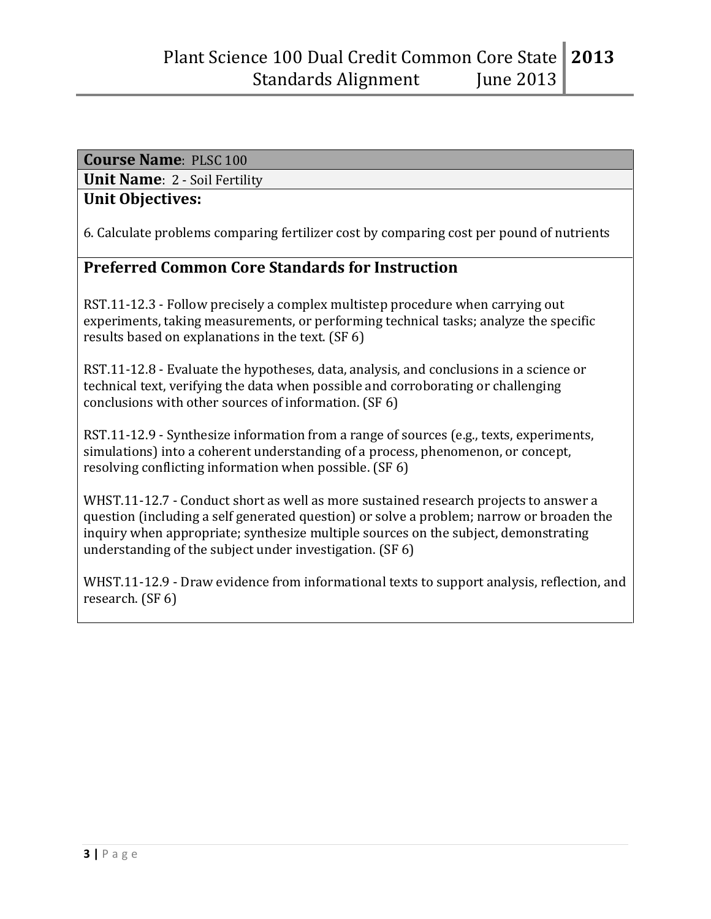**Course Name**: PLSC 100

**Unit Name**: 2 - Soil Fertility

**Unit Objectives:**

6. Calculate problems comparing fertilizer cost by comparing cost per pound of nutrients

## Preferred Common Core Standards for Instruction

RST.11-12.3 - Follow precisely a complex multistep procedure when carrying out experiments, taking measurements, or performing technical tasks; analyze the specific results based on explanations in the text. (SF 6)

RST.11-12.8 - Evaluate the hypotheses, data, analysis, and conclusions in a science or technical text, verifying the data when possible and corroborating or challenging conclusions with other sources of information. (SF 6)

RST.11-12.9 - Synthesize information from a range of sources (e.g., texts, experiments, simulations) into a coherent understanding of a process, phenomenon, or concept, resolving conflicting information when possible. (SF 6)

WHST.11-12.7 - Conduct short as well as more sustained research projects to answer a question (including a self generated question) or solve a problem; narrow or broaden the inquiry when appropriate; synthesize multiple sources on the subject, demonstrating understanding of the subject under investigation. (SF 6)

WHST.11-12.9 - Draw evidence from informational texts to support analysis, reflection, and research. (SF 6)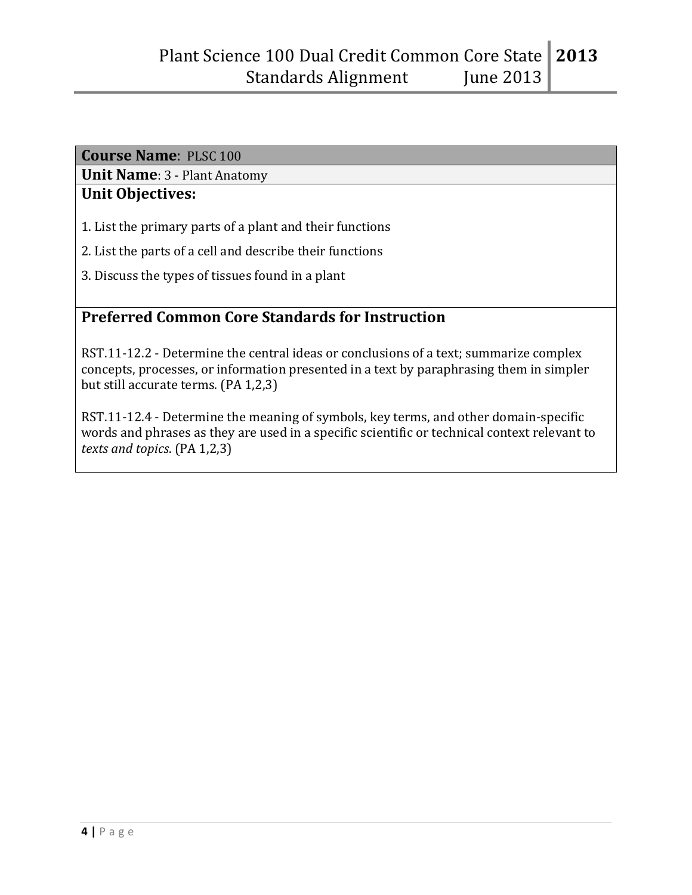**Course Name**: PLSC 100

**Unit Name**: 3 - Plant Anatomy

**Unit Objectives:**

1. List the primary parts of a plant and their functions
2. List the parts of a cell and describe their functions
3. Discuss the types of tissues found in a plant

## Preferred Common Core Standards for Instruction

RST.11-12.2 - Determine the central ideas or conclusions of a text; summarize complex concepts, processes, or information presented in a text by paraphrasing them in simpler but still accurate terms. (PA 1,2,3)

RST.11-12.4 - Determine the meaning of symbols, key terms, and other domain-specific words and phrases as they are used in a specific scientific or technical context relevant to *texts and topics*. (PA 1,2,3)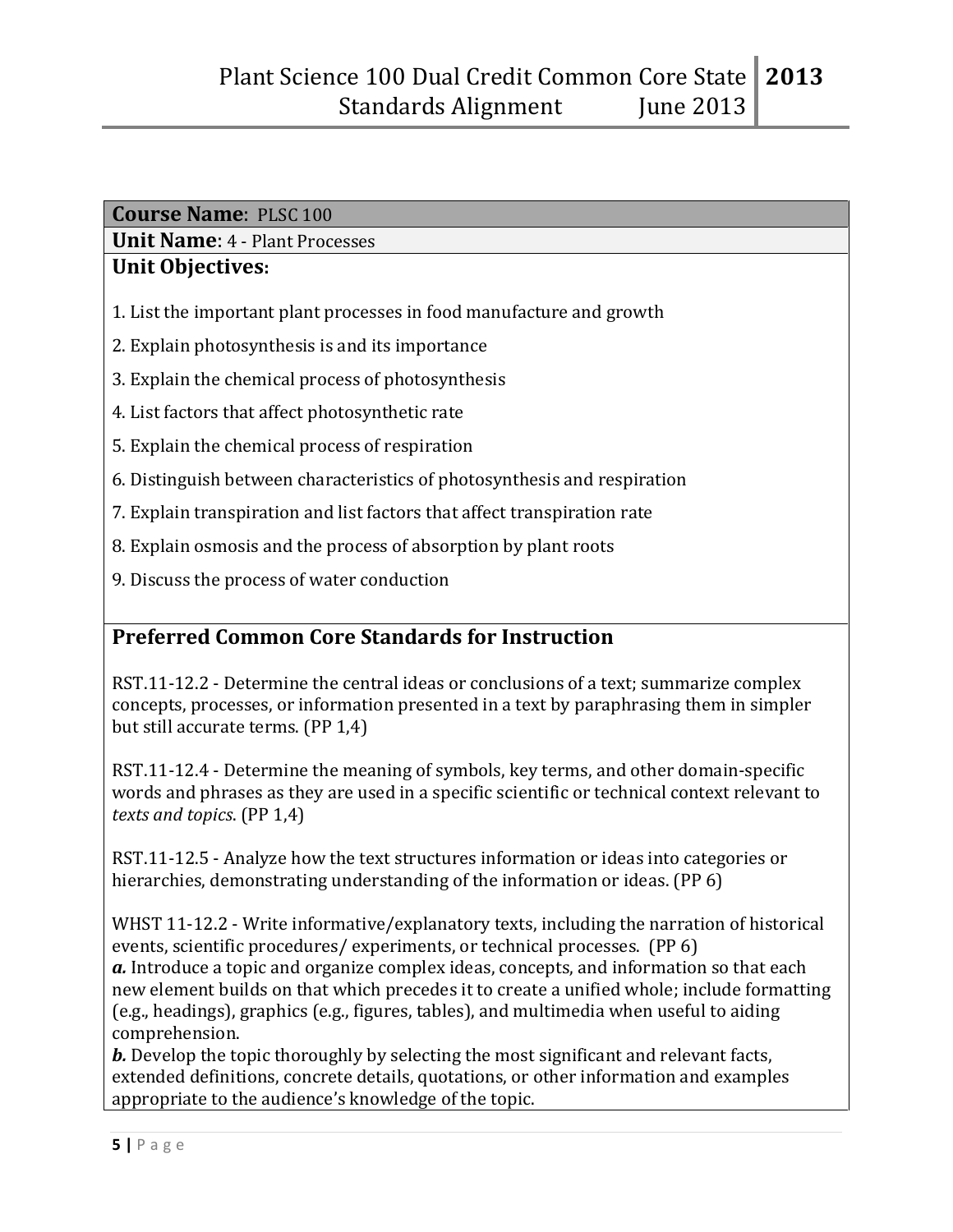**Course Name**: PLSC 100

**Unit Name**: 4 - Plant Processes

**Unit Objectives:**

1. List the important plant processes in food manufacture and growth
2. Explain photosynthesis is and its importance
3. Explain the chemical process of photosynthesis
4. List factors that affect photosynthetic rate
5. Explain the chemical process of respiration
6. Distinguish between characteristics of photosynthesis and respiration
7. Explain transpiration and list factors that affect transpiration rate
8. Explain osmosis and the process of absorption by plant roots
9. Discuss the process of water conduction

## Preferred Common Core Standards for Instruction

RST.11-12.2 - Determine the central ideas or conclusions of a text; summarize complex concepts, processes, or information presented in a text by paraphrasing them in simpler but still accurate terms. (PP 1,4)

RST.11-12.4 - Determine the meaning of symbols, key terms, and other domain-specific words and phrases as they are used in a specific scientific or technical context relevant to *texts and topics*. (PP 1,4)

RST.11-12.5 - Analyze how the text structures information or ideas into categories or hierarchies, demonstrating understanding of the information or ideas. (PP 6)

WHST 11-12.2 - Write informative/explanatory texts, including the narration of historical events, scientific procedures/ experiments, or technical processes. (PP 6)
***a.*** Introduce a topic and organize complex ideas, concepts, and information so that each new element builds on that which precedes it to create a unified whole; include formatting (e.g., headings), graphics (e.g., figures, tables), and multimedia when useful to aiding comprehension.
***b.*** Develop the topic thoroughly by selecting the most significant and relevant facts, extended definitions, concrete details, quotations, or other information and examples appropriate to the audience's knowledge of the topic.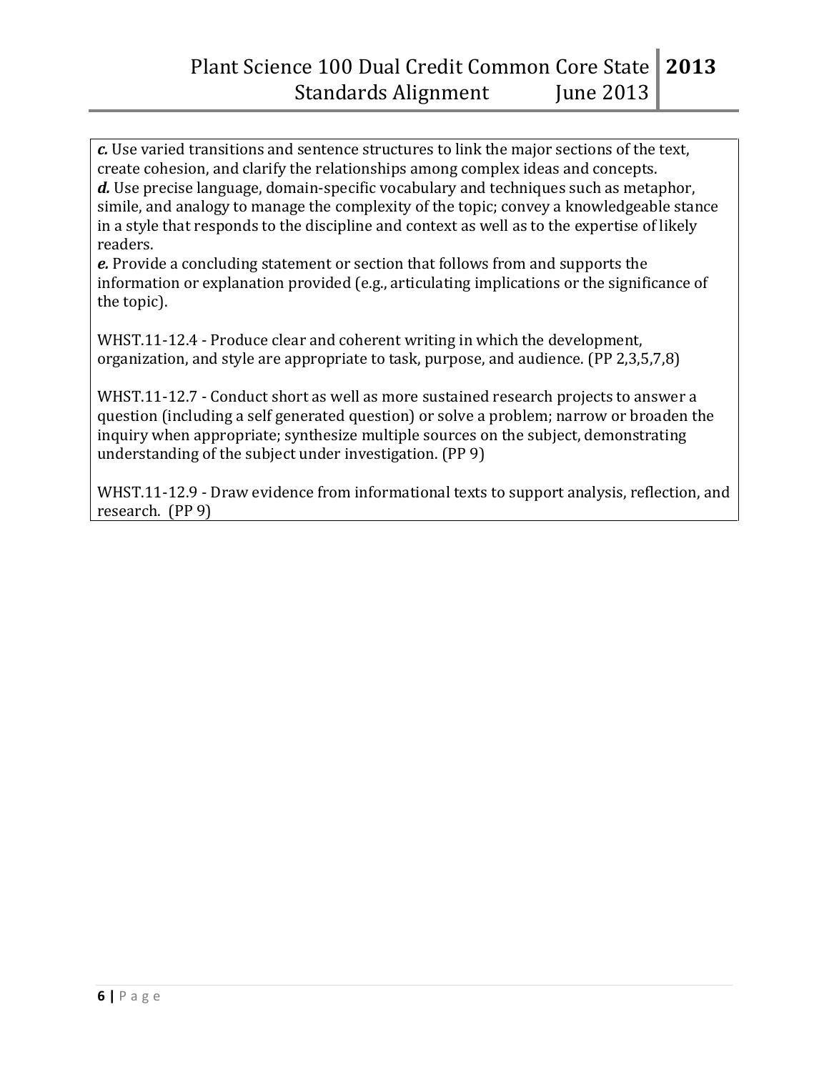***c.*** Use varied transitions and sentence structures to link the major sections of the text, create cohesion, and clarify the relationships among complex ideas and concepts.
***d.*** Use precise language, domain-specific vocabulary and techniques such as metaphor, simile, and analogy to manage the complexity of the topic; convey a knowledgeable stance in a style that responds to the discipline and context as well as to the expertise of likely readers.
***e.*** Provide a concluding statement or section that follows from and supports the information or explanation provided (e.g., articulating implications or the significance of the topic).

WHST.11-12.4 - Produce clear and coherent writing in which the development, organization, and style are appropriate to task, purpose, and audience. (PP 2,3,5,7,8)

WHST.11-12.7 - Conduct short as well as more sustained research projects to answer a question (including a self generated question) or solve a problem; narrow or broaden the inquiry when appropriate; synthesize multiple sources on the subject, demonstrating understanding of the subject under investigation. (PP 9)

WHST.11-12.9 - Draw evidence from informational texts to support analysis, reflection, and research. (PP 9)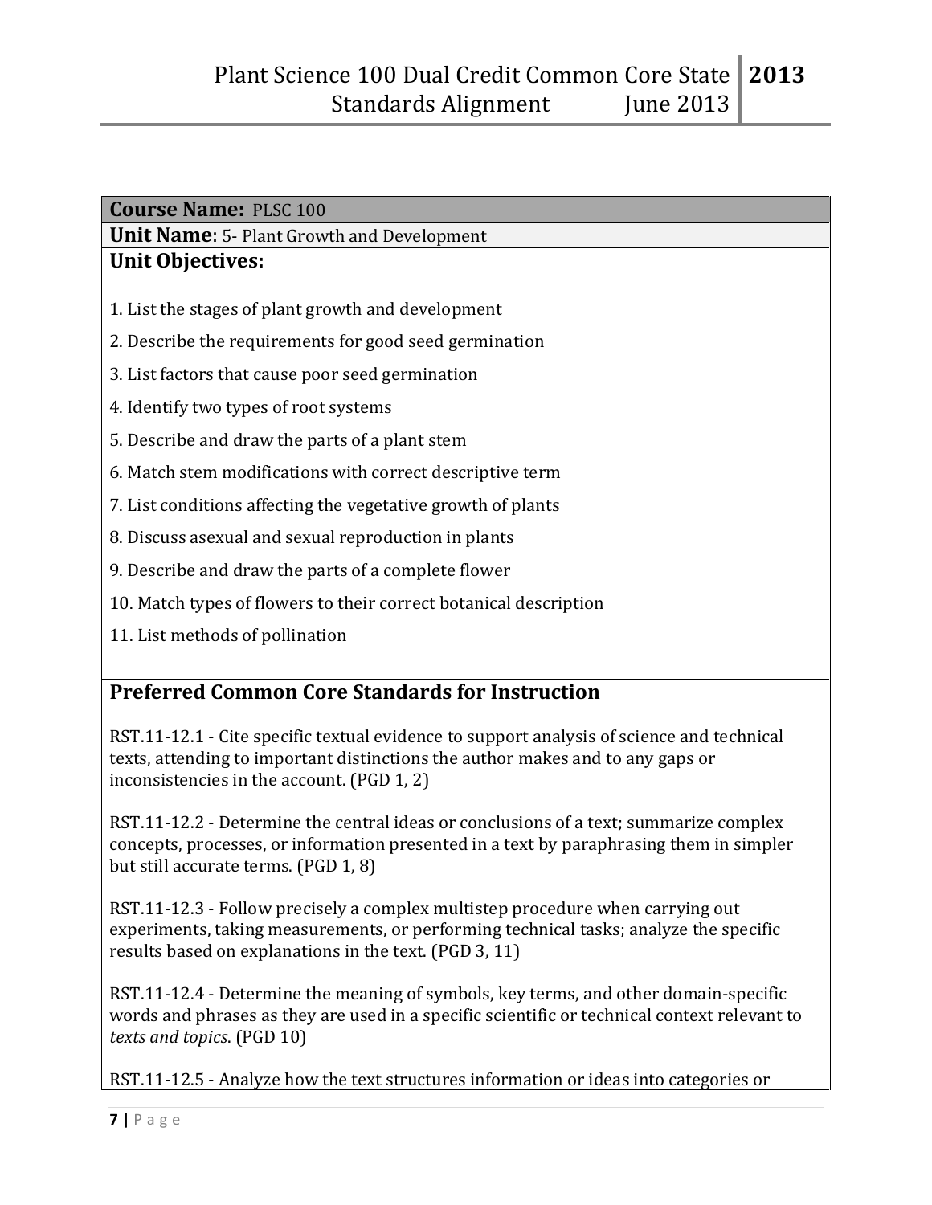**Course Name:** PLSC 100

**Unit Name**: 5- Plant Growth and Development

**Unit Objectives:**

1. List the stages of plant growth and development
2. Describe the requirements for good seed germination
3. List factors that cause poor seed germination
4. Identify two types of root systems
5. Describe and draw the parts of a plant stem
6. Match stem modifications with correct descriptive term
7. List conditions affecting the vegetative growth of plants
8. Discuss asexual and sexual reproduction in plants
9. Describe and draw the parts of a complete flower
10. Match types of flowers to their correct botanical description
11. List methods of pollination

## Preferred Common Core Standards for Instruction

RST.11-12.1 - Cite specific textual evidence to support analysis of science and technical texts, attending to important distinctions the author makes and to any gaps or inconsistencies in the account. (PGD 1, 2)

RST.11-12.2 - Determine the central ideas or conclusions of a text; summarize complex concepts, processes, or information presented in a text by paraphrasing them in simpler but still accurate terms. (PGD 1, 8)

RST.11-12.3 - Follow precisely a complex multistep procedure when carrying out experiments, taking measurements, or performing technical tasks; analyze the specific results based on explanations in the text. (PGD 3, 11)

RST.11-12.4 - Determine the meaning of symbols, key terms, and other domain-specific words and phrases as they are used in a specific scientific or technical context relevant to *texts and topics*. (PGD 10)

RST.11-12.5 - Analyze how the text structures information or ideas into categories or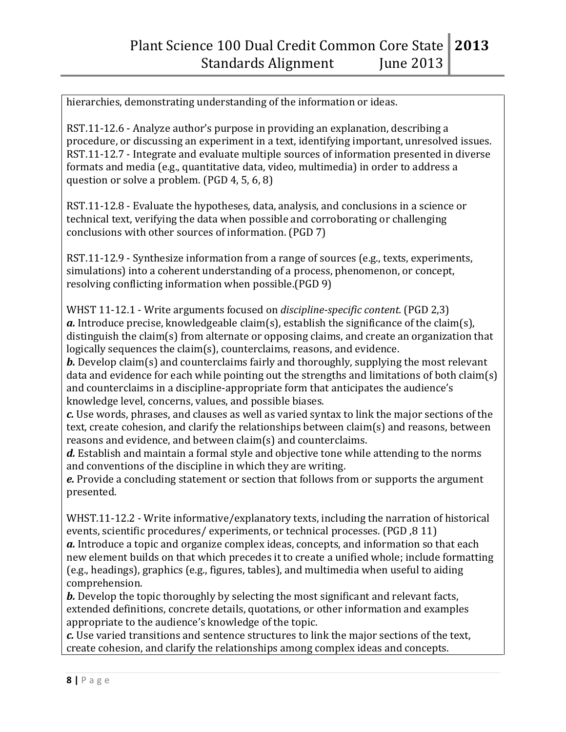hierarchies, demonstrating understanding of the information or ideas.

RST.11-12.6 - Analyze author's purpose in providing an explanation, describing a procedure, or discussing an experiment in a text, identifying important, unresolved issues.
RST.11-12.7 - Integrate and evaluate multiple sources of information presented in diverse formats and media (e.g., quantitative data, video, multimedia) in order to address a question or solve a problem. (PGD 4, 5, 6, 8)

RST.11-12.8 - Evaluate the hypotheses, data, analysis, and conclusions in a science or technical text, verifying the data when possible and corroborating or challenging conclusions with other sources of information. (PGD 7)

RST.11-12.9 - Synthesize information from a range of sources (e.g., texts, experiments, simulations) into a coherent understanding of a process, phenomenon, or concept, resolving conflicting information when possible.(PGD 9)

WHST 11-12.1 - Write arguments focused on *discipline-specific content.* (PGD 2,3)
***a.*** Introduce precise, knowledgeable claim(s), establish the significance of the claim(s), distinguish the claim(s) from alternate or opposing claims, and create an organization that logically sequences the claim(s), counterclaims, reasons, and evidence.
***b.*** Develop claim(s) and counterclaims fairly and thoroughly, supplying the most relevant data and evidence for each while pointing out the strengths and limitations of both claim(s) and counterclaims in a discipline-appropriate form that anticipates the audience's knowledge level, concerns, values, and possible biases.
***c.*** Use words, phrases, and clauses as well as varied syntax to link the major sections of the text, create cohesion, and clarify the relationships between claim(s) and reasons, between reasons and evidence, and between claim(s) and counterclaims.
***d.*** Establish and maintain a formal style and objective tone while attending to the norms and conventions of the discipline in which they are writing.
***e.*** Provide a concluding statement or section that follows from or supports the argument presented.

WHST.11-12.2 - Write informative/explanatory texts, including the narration of historical events, scientific procedures/ experiments, or technical processes. (PGD ,8 11)
***a.*** Introduce a topic and organize complex ideas, concepts, and information so that each new element builds on that which precedes it to create a unified whole; include formatting (e.g., headings), graphics (e.g., figures, tables), and multimedia when useful to aiding comprehension.
***b.*** Develop the topic thoroughly by selecting the most significant and relevant facts, extended definitions, concrete details, quotations, or other information and examples appropriate to the audience's knowledge of the topic.
***c.*** Use varied transitions and sentence structures to link the major sections of the text, create cohesion, and clarify the relationships among complex ideas and concepts.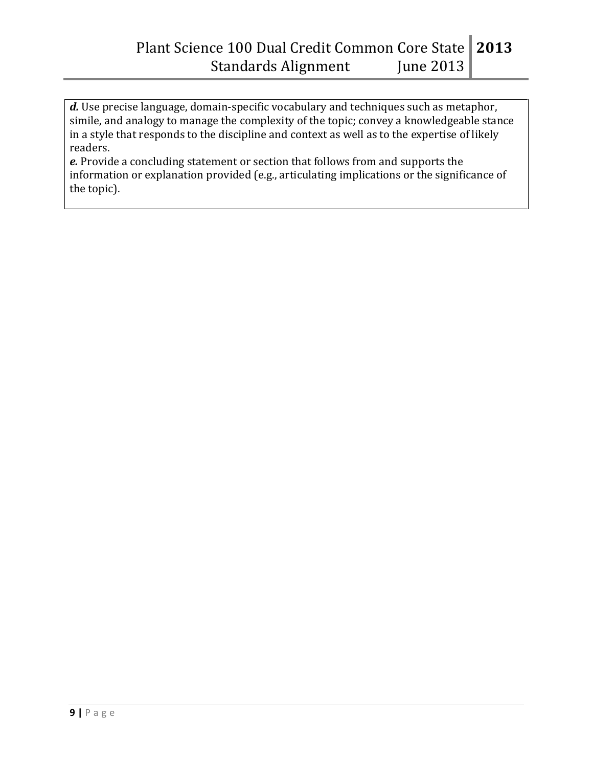| |
|---|
| ***d.*** Use precise language, domain-specific vocabulary and techniques such as metaphor, simile, and analogy to manage the complexity of the topic; convey a knowledgeable stance in a style that responds to the discipline and context as well as to the expertise of likely readers.<br>***e.*** Provide a concluding statement or section that follows from and supports the information or explanation provided (e.g., articulating implications or the significance of the topic). |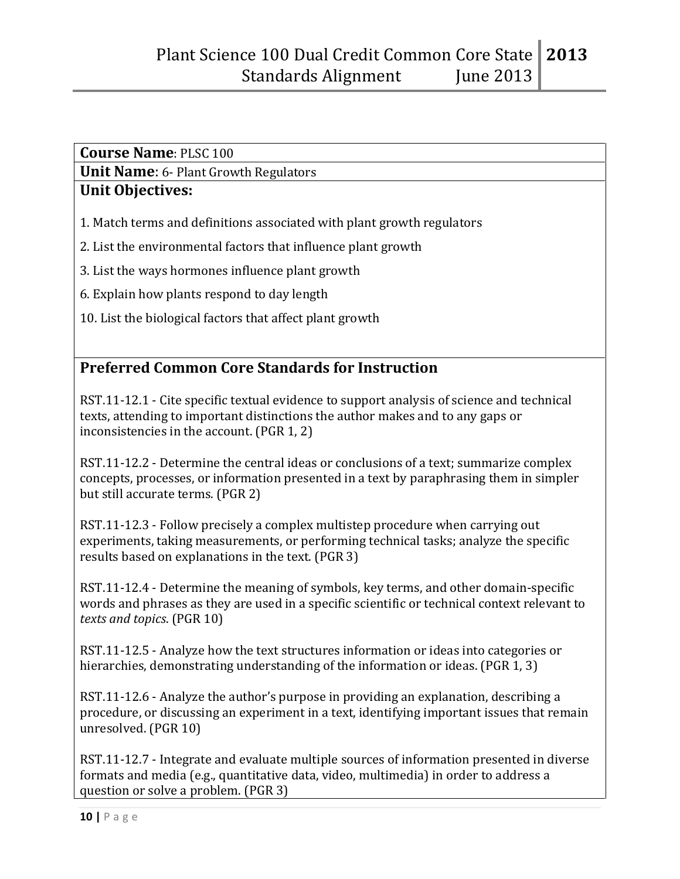**Course Name**: PLSC 100

**Unit Name**: 6- Plant Growth Regulators

**Unit Objectives:**

1. Match terms and definitions associated with plant growth regulators

2. List the environmental factors that influence plant growth

3. List the ways hormones influence plant growth

6. Explain how plants respond to day length

10. List the biological factors that affect plant growth

## Preferred Common Core Standards for Instruction

RST.11-12.1 - Cite specific textual evidence to support analysis of science and technical texts, attending to important distinctions the author makes and to any gaps or inconsistencies in the account. (PGR 1, 2)

RST.11-12.2 - Determine the central ideas or conclusions of a text; summarize complex concepts, processes, or information presented in a text by paraphrasing them in simpler but still accurate terms. (PGR 2)

RST.11-12.3 - Follow precisely a complex multistep procedure when carrying out experiments, taking measurements, or performing technical tasks; analyze the specific results based on explanations in the text. (PGR 3)

RST.11-12.4 - Determine the meaning of symbols, key terms, and other domain-specific words and phrases as they are used in a specific scientific or technical context relevant to *texts and topics*. (PGR 10)

RST.11-12.5 - Analyze how the text structures information or ideas into categories or hierarchies, demonstrating understanding of the information or ideas. (PGR 1, 3)

RST.11-12.6 - Analyze the author's purpose in providing an explanation, describing a procedure, or discussing an experiment in a text, identifying important issues that remain unresolved. (PGR 10)

RST.11-12.7 - Integrate and evaluate multiple sources of information presented in diverse formats and media (e.g., quantitative data, video, multimedia) in order to address a question or solve a problem. (PGR 3)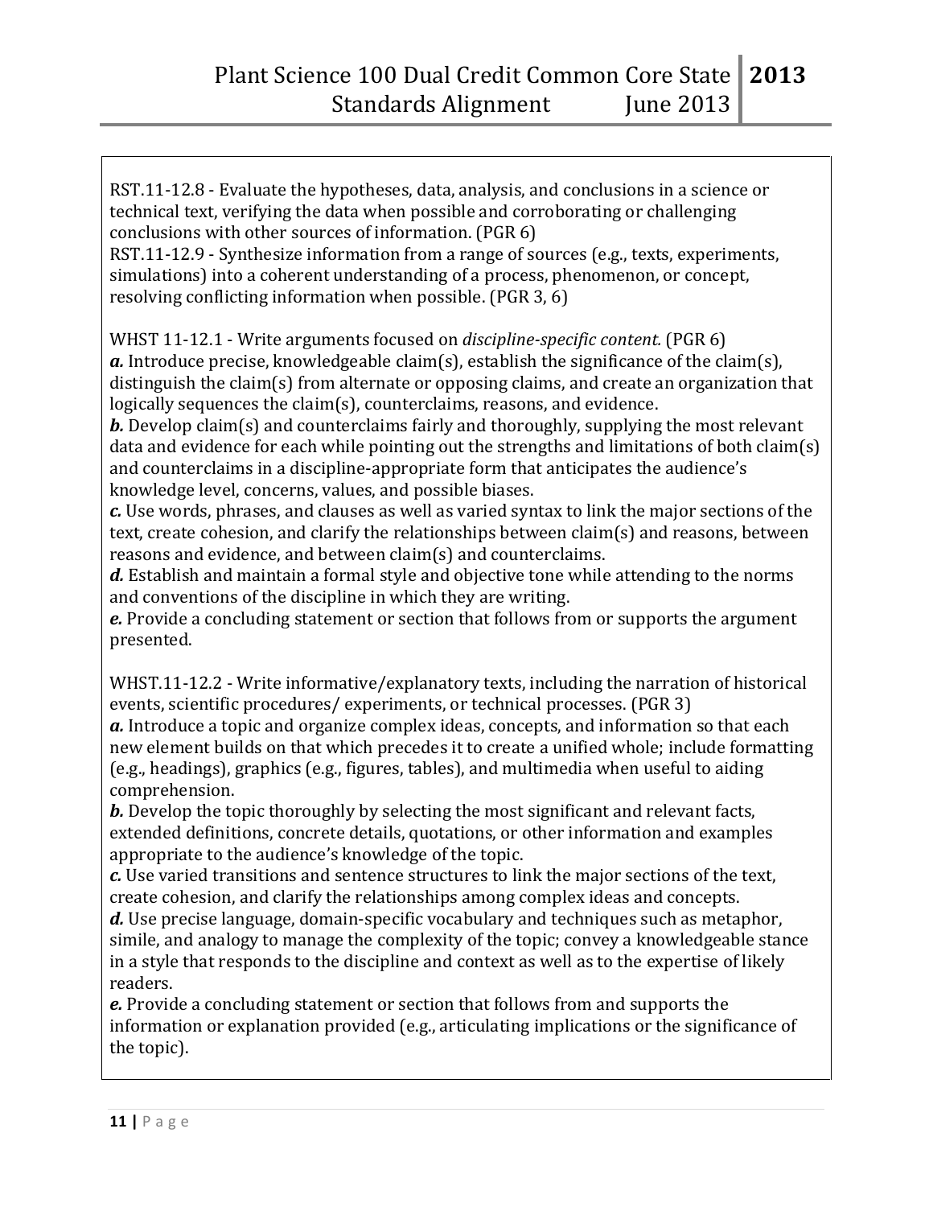RST.11-12.8 - Evaluate the hypotheses, data, analysis, and conclusions in a science or technical text, verifying the data when possible and corroborating or challenging conclusions with other sources of information. (PGR 6)
RST.11-12.9 - Synthesize information from a range of sources (e.g., texts, experiments, simulations) into a coherent understanding of a process, phenomenon, or concept, resolving conflicting information when possible. (PGR 3, 6)

WHST 11-12.1 - Write arguments focused on *discipline-specific content.* (PGR 6)
***a.*** Introduce precise, knowledgeable claim(s), establish the significance of the claim(s), distinguish the claim(s) from alternate or opposing claims, and create an organization that logically sequences the claim(s), counterclaims, reasons, and evidence.
***b.*** Develop claim(s) and counterclaims fairly and thoroughly, supplying the most relevant data and evidence for each while pointing out the strengths and limitations of both claim(s) and counterclaims in a discipline-appropriate form that anticipates the audience's knowledge level, concerns, values, and possible biases.
***c.*** Use words, phrases, and clauses as well as varied syntax to link the major sections of the text, create cohesion, and clarify the relationships between claim(s) and reasons, between reasons and evidence, and between claim(s) and counterclaims.
***d.*** Establish and maintain a formal style and objective tone while attending to the norms and conventions of the discipline in which they are writing.
***e.*** Provide a concluding statement or section that follows from or supports the argument presented.

WHST.11-12.2 - Write informative/explanatory texts, including the narration of historical events, scientific procedures/ experiments, or technical processes. (PGR 3)
***a.*** Introduce a topic and organize complex ideas, concepts, and information so that each new element builds on that which precedes it to create a unified whole; include formatting (e.g., headings), graphics (e.g., figures, tables), and multimedia when useful to aiding comprehension.
***b.*** Develop the topic thoroughly by selecting the most significant and relevant facts, extended definitions, concrete details, quotations, or other information and examples appropriate to the audience's knowledge of the topic.
***c.*** Use varied transitions and sentence structures to link the major sections of the text, create cohesion, and clarify the relationships among complex ideas and concepts.
***d.*** Use precise language, domain-specific vocabulary and techniques such as metaphor, simile, and analogy to manage the complexity of the topic; convey a knowledgeable stance in a style that responds to the discipline and context as well as to the expertise of likely readers.
***e.*** Provide a concluding statement or section that follows from and supports the information or explanation provided (e.g., articulating implications or the significance of the topic).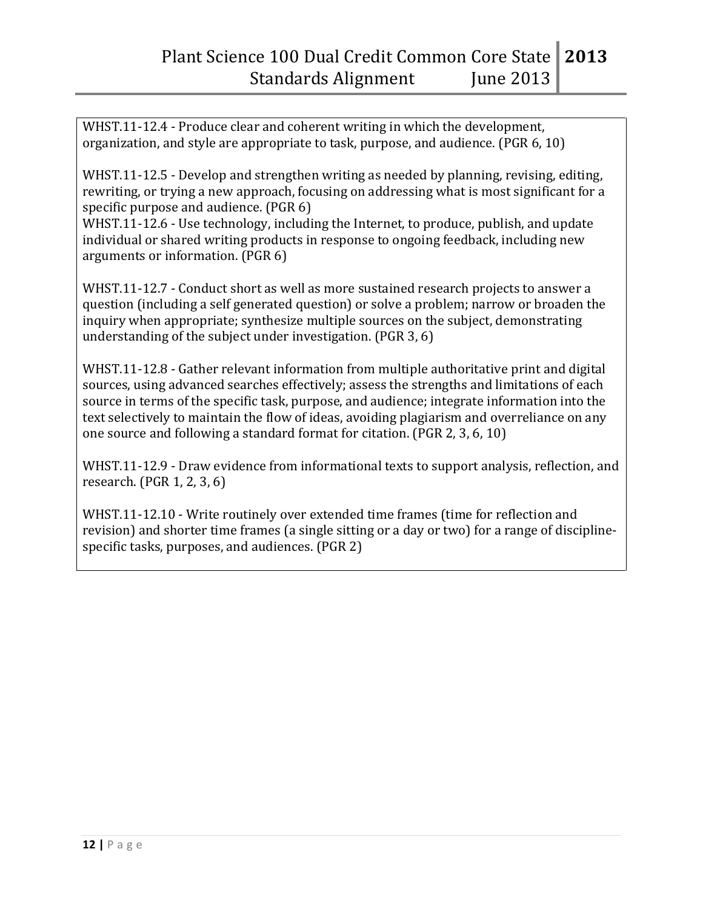WHST.11-12.4 - Produce clear and coherent writing in which the development, organization, and style are appropriate to task, purpose, and audience. (PGR 6, 10)

WHST.11-12.5 - Develop and strengthen writing as needed by planning, revising, editing, rewriting, or trying a new approach, focusing on addressing what is most significant for a specific purpose and audience. (PGR 6)

WHST.11-12.6 - Use technology, including the Internet, to produce, publish, and update individual or shared writing products in response to ongoing feedback, including new arguments or information. (PGR 6)

WHST.11-12.7 - Conduct short as well as more sustained research projects to answer a question (including a self generated question) or solve a problem; narrow or broaden the inquiry when appropriate; synthesize multiple sources on the subject, demonstrating understanding of the subject under investigation. (PGR 3, 6)

WHST.11-12.8 - Gather relevant information from multiple authoritative print and digital sources, using advanced searches effectively; assess the strengths and limitations of each source in terms of the specific task, purpose, and audience; integrate information into the text selectively to maintain the flow of ideas, avoiding plagiarism and overreliance on any one source and following a standard format for citation. (PGR 2, 3, 6, 10)

WHST.11-12.9 - Draw evidence from informational texts to support analysis, reflection, and research. (PGR 1, 2, 3, 6)

WHST.11-12.10 - Write routinely over extended time frames (time for reflection and revision) and shorter time frames (a single sitting or a day or two) for a range of discipline-specific tasks, purposes, and audiences. (PGR 2)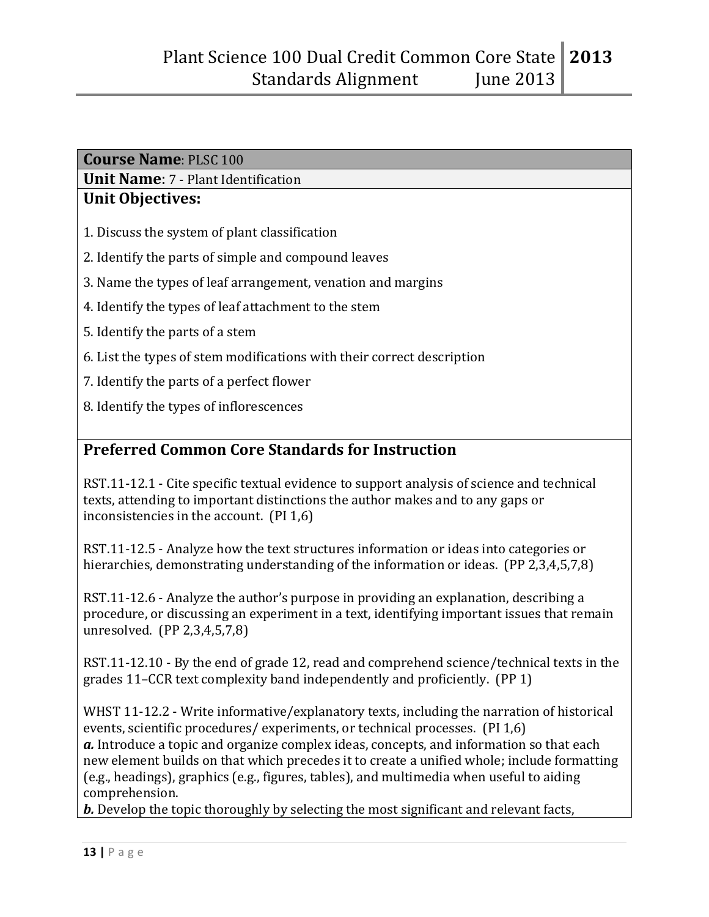**Course Name**: PLSC 100

**Unit Name**: 7 - Plant Identification

**Unit Objectives:**

1. Discuss the system of plant classification
2. Identify the parts of simple and compound leaves
3. Name the types of leaf arrangement, venation and margins
4. Identify the types of leaf attachment to the stem
5. Identify the parts of a stem
6. List the types of stem modifications with their correct description
7. Identify the parts of a perfect flower
8. Identify the types of inflorescences

## Preferred Common Core Standards for Instruction

RST.11-12.1 - Cite specific textual evidence to support analysis of science and technical texts, attending to important distinctions the author makes and to any gaps or inconsistencies in the account. (PI 1,6)

RST.11-12.5 - Analyze how the text structures information or ideas into categories or hierarchies, demonstrating understanding of the information or ideas. (PP 2,3,4,5,7,8)

RST.11-12.6 - Analyze the author's purpose in providing an explanation, describing a procedure, or discussing an experiment in a text, identifying important issues that remain unresolved. (PP 2,3,4,5,7,8)

RST.11-12.10 - By the end of grade 12, read and comprehend science/technical texts in the grades 11–CCR text complexity band independently and proficiently. (PP 1)

WHST 11-12.2 - Write informative/explanatory texts, including the narration of historical events, scientific procedures/ experiments, or technical processes. (PI 1,6)
***a.*** Introduce a topic and organize complex ideas, concepts, and information so that each new element builds on that which precedes it to create a unified whole; include formatting (e.g., headings), graphics (e.g., figures, tables), and multimedia when useful to aiding comprehension.
***b.*** Develop the topic thoroughly by selecting the most significant and relevant facts,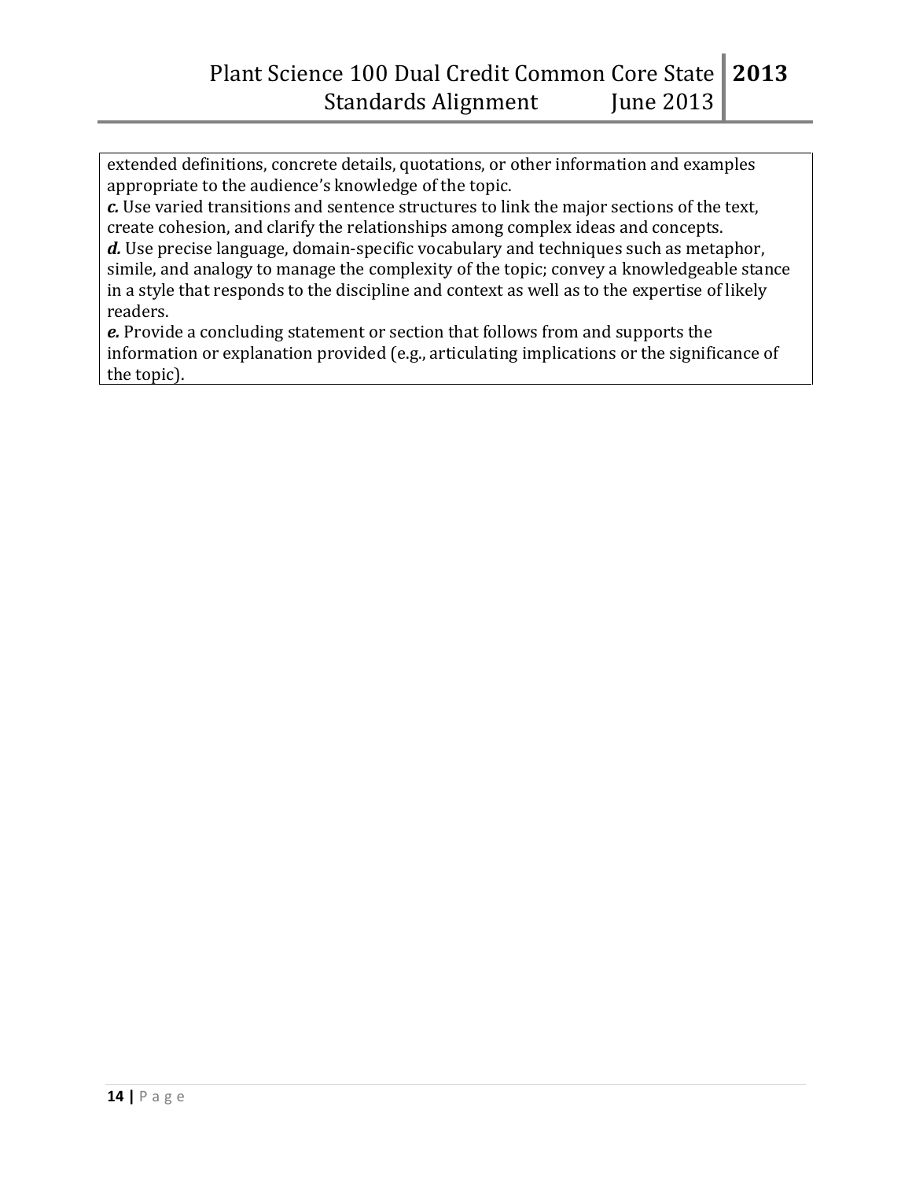extended definitions, concrete details, quotations, or other information and examples appropriate to the audience's knowledge of the topic.

***c.*** Use varied transitions and sentence structures to link the major sections of the text, create cohesion, and clarify the relationships among complex ideas and concepts.

***d.*** Use precise language, domain-specific vocabulary and techniques such as metaphor, simile, and analogy to manage the complexity of the topic; convey a knowledgeable stance in a style that responds to the discipline and context as well as to the expertise of likely readers.

***e.*** Provide a concluding statement or section that follows from and supports the information or explanation provided (e.g., articulating implications or the significance of the topic).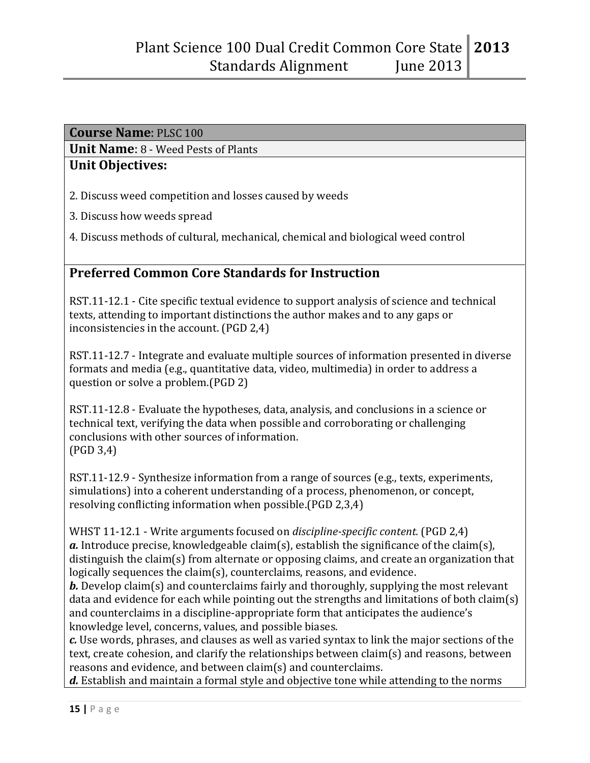**Course Name**: PLSC 100

**Unit Name**: 8 - Weed Pests of Plants

**Unit Objectives:**

2. Discuss weed competition and losses caused by weeds

3. Discuss how weeds spread

4. Discuss methods of cultural, mechanical, chemical and biological weed control

## Preferred Common Core Standards for Instruction

RST.11-12.1 - Cite specific textual evidence to support analysis of science and technical texts, attending to important distinctions the author makes and to any gaps or inconsistencies in the account. (PGD 2,4)

RST.11-12.7 - Integrate and evaluate multiple sources of information presented in diverse formats and media (e.g., quantitative data, video, multimedia) in order to address a question or solve a problem.(PGD 2)

RST.11-12.8 - Evaluate the hypotheses, data, analysis, and conclusions in a science or technical text, verifying the data when possible and corroborating or challenging conclusions with other sources of information.
(PGD 3,4)

RST.11-12.9 - Synthesize information from a range of sources (e.g., texts, experiments, simulations) into a coherent understanding of a process, phenomenon, or concept, resolving conflicting information when possible.(PGD 2,3,4)

WHST 11-12.1 - Write arguments focused on *discipline-specific content.* (PGD 2,4)
***a.*** Introduce precise, knowledgeable claim(s), establish the significance of the claim(s), distinguish the claim(s) from alternate or opposing claims, and create an organization that logically sequences the claim(s), counterclaims, reasons, and evidence.
***b.*** Develop claim(s) and counterclaims fairly and thoroughly, supplying the most relevant data and evidence for each while pointing out the strengths and limitations of both claim(s) and counterclaims in a discipline-appropriate form that anticipates the audience's knowledge level, concerns, values, and possible biases.
***c.*** Use words, phrases, and clauses as well as varied syntax to link the major sections of the text, create cohesion, and clarify the relationships between claim(s) and reasons, between reasons and evidence, and between claim(s) and counterclaims.
***d.*** Establish and maintain a formal style and objective tone while attending to the norms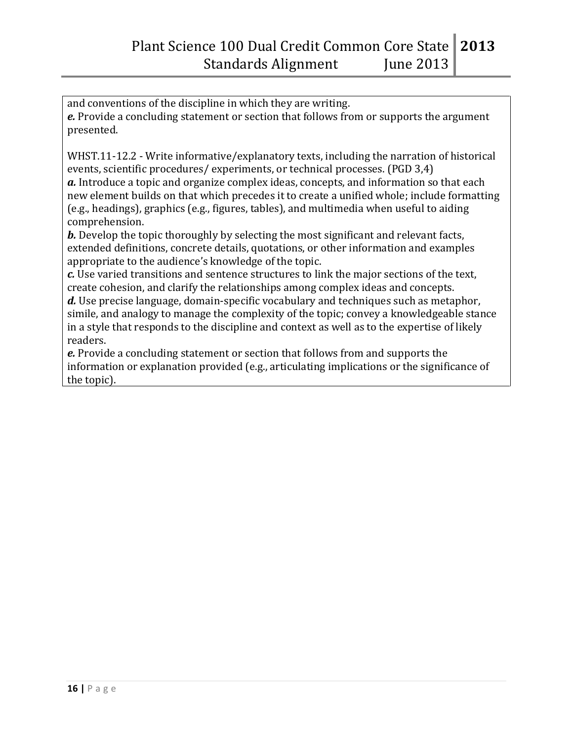and conventions of the discipline in which they are writing.
***e.*** Provide a concluding statement or section that follows from or supports the argument presented.

WHST.11-12.2 - Write informative/explanatory texts, including the narration of historical events, scientific procedures/ experiments, or technical processes. (PGD 3,4)
***a.*** Introduce a topic and organize complex ideas, concepts, and information so that each new element builds on that which precedes it to create a unified whole; include formatting (e.g., headings), graphics (e.g., figures, tables), and multimedia when useful to aiding comprehension.
***b.*** Develop the topic thoroughly by selecting the most significant and relevant facts, extended definitions, concrete details, quotations, or other information and examples appropriate to the audience's knowledge of the topic.
***c.*** Use varied transitions and sentence structures to link the major sections of the text, create cohesion, and clarify the relationships among complex ideas and concepts.
***d.*** Use precise language, domain-specific vocabulary and techniques such as metaphor, simile, and analogy to manage the complexity of the topic; convey a knowledgeable stance in a style that responds to the discipline and context as well as to the expertise of likely readers.
***e.*** Provide a concluding statement or section that follows from and supports the information or explanation provided (e.g., articulating implications or the significance of the topic).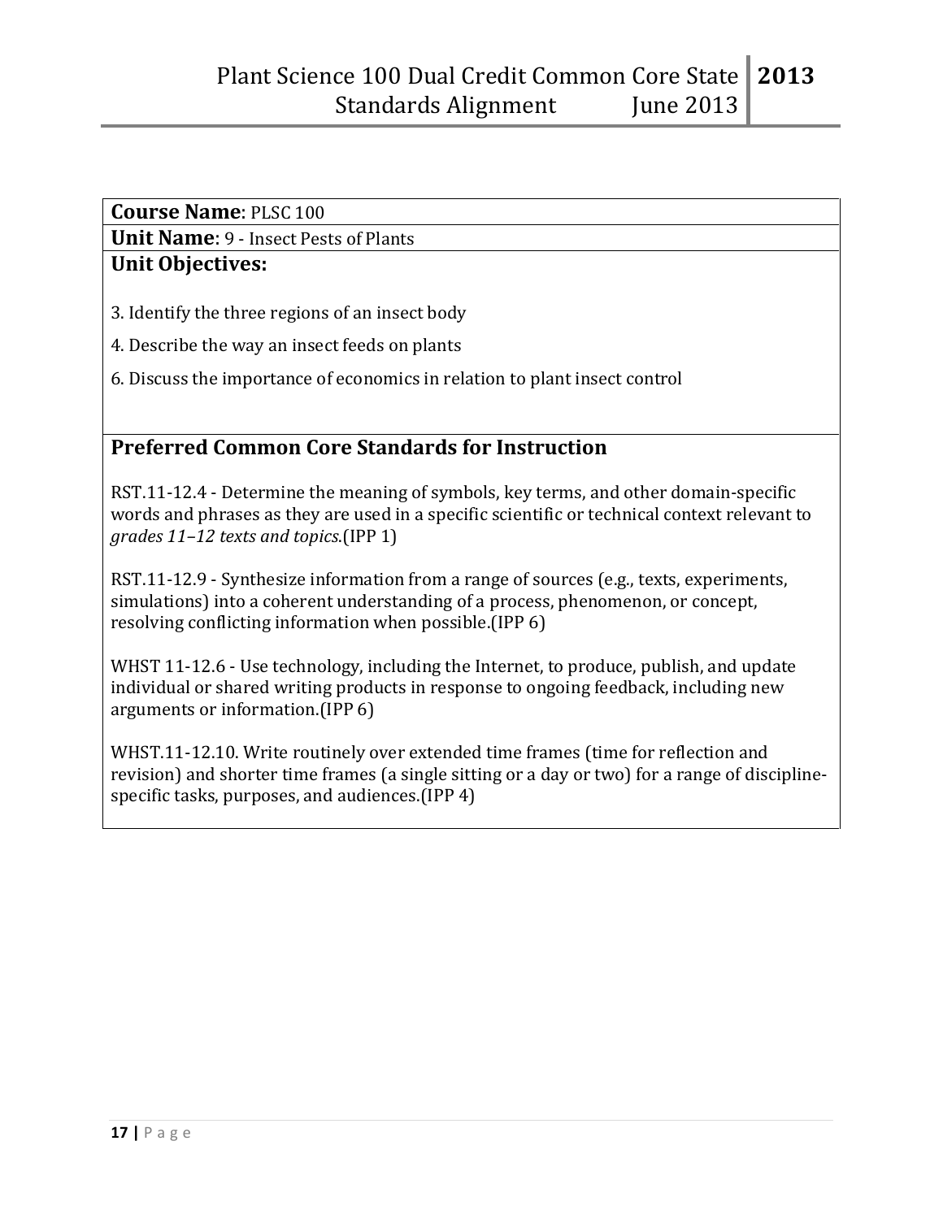**Course Name**: PLSC 100

**Unit Name**: 9 - Insect Pests of Plants

**Unit Objectives:**

3. Identify the three regions of an insect body

4. Describe the way an insect feeds on plants

6. Discuss the importance of economics in relation to plant insect control

## Preferred Common Core Standards for Instruction

RST.11-12.4 - Determine the meaning of symbols, key terms, and other domain-specific words and phrases as they are used in a specific scientific or technical context relevant to *grades 11–12 texts and topics*.(IPP 1)

RST.11-12.9 - Synthesize information from a range of sources (e.g., texts, experiments, simulations) into a coherent understanding of a process, phenomenon, or concept, resolving conflicting information when possible.(IPP 6)

WHST 11-12.6 - Use technology, including the Internet, to produce, publish, and update individual or shared writing products in response to ongoing feedback, including new arguments or information.(IPP 6)

WHST.11-12.10. Write routinely over extended time frames (time for reflection and revision) and shorter time frames (a single sitting or a day or two) for a range of discipline-specific tasks, purposes, and audiences.(IPP 4)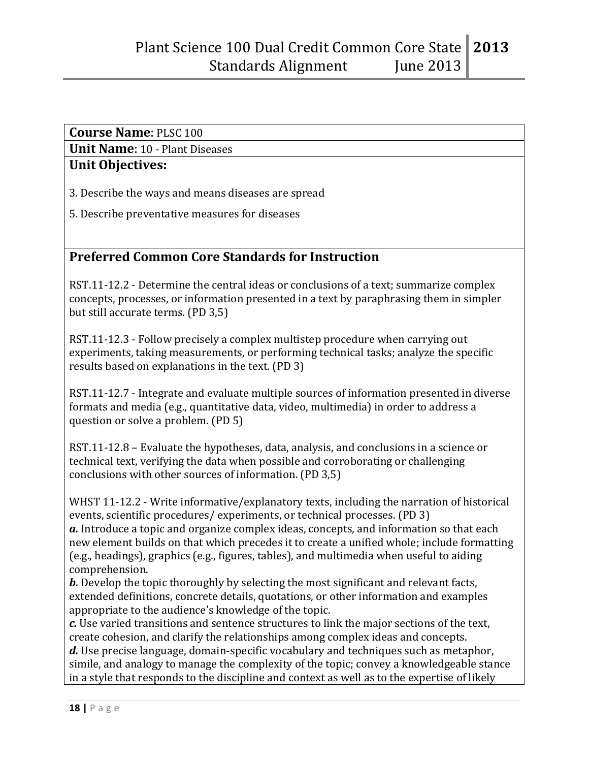**Course Name**: PLSC 100

**Unit Name**: 10 - Plant Diseases

**Unit Objectives:**

3. Describe the ways and means diseases are spread

5. Describe preventative measures for diseases

## Preferred Common Core Standards for Instruction

RST.11-12.2 - Determine the central ideas or conclusions of a text; summarize complex concepts, processes, or information presented in a text by paraphrasing them in simpler but still accurate terms. (PD 3,5)

RST.11-12.3 - Follow precisely a complex multistep procedure when carrying out experiments, taking measurements, or performing technical tasks; analyze the specific results based on explanations in the text. (PD 3)

RST.11-12.7 - Integrate and evaluate multiple sources of information presented in diverse formats and media (e.g., quantitative data, video, multimedia) in order to address a question or solve a problem. (PD 5)

RST.11-12.8 – Evaluate the hypotheses, data, analysis, and conclusions in a science or technical text, verifying the data when possible and corroborating or challenging conclusions with other sources of information. (PD 3,5)

WHST 11-12.2 - Write informative/explanatory texts, including the narration of historical events, scientific procedures/ experiments, or technical processes. (PD 3)
***a.*** Introduce a topic and organize complex ideas, concepts, and information so that each new element builds on that which precedes it to create a unified whole; include formatting (e.g., headings), graphics (e.g., figures, tables), and multimedia when useful to aiding comprehension.
***b.*** Develop the topic thoroughly by selecting the most significant and relevant facts, extended definitions, concrete details, quotations, or other information and examples appropriate to the audience's knowledge of the topic.
***c.*** Use varied transitions and sentence structures to link the major sections of the text, create cohesion, and clarify the relationships among complex ideas and concepts.
***d.*** Use precise language, domain-specific vocabulary and techniques such as metaphor, simile, and analogy to manage the complexity of the topic; convey a knowledgeable stance in a style that responds to the discipline and context as well as to the expertise of likely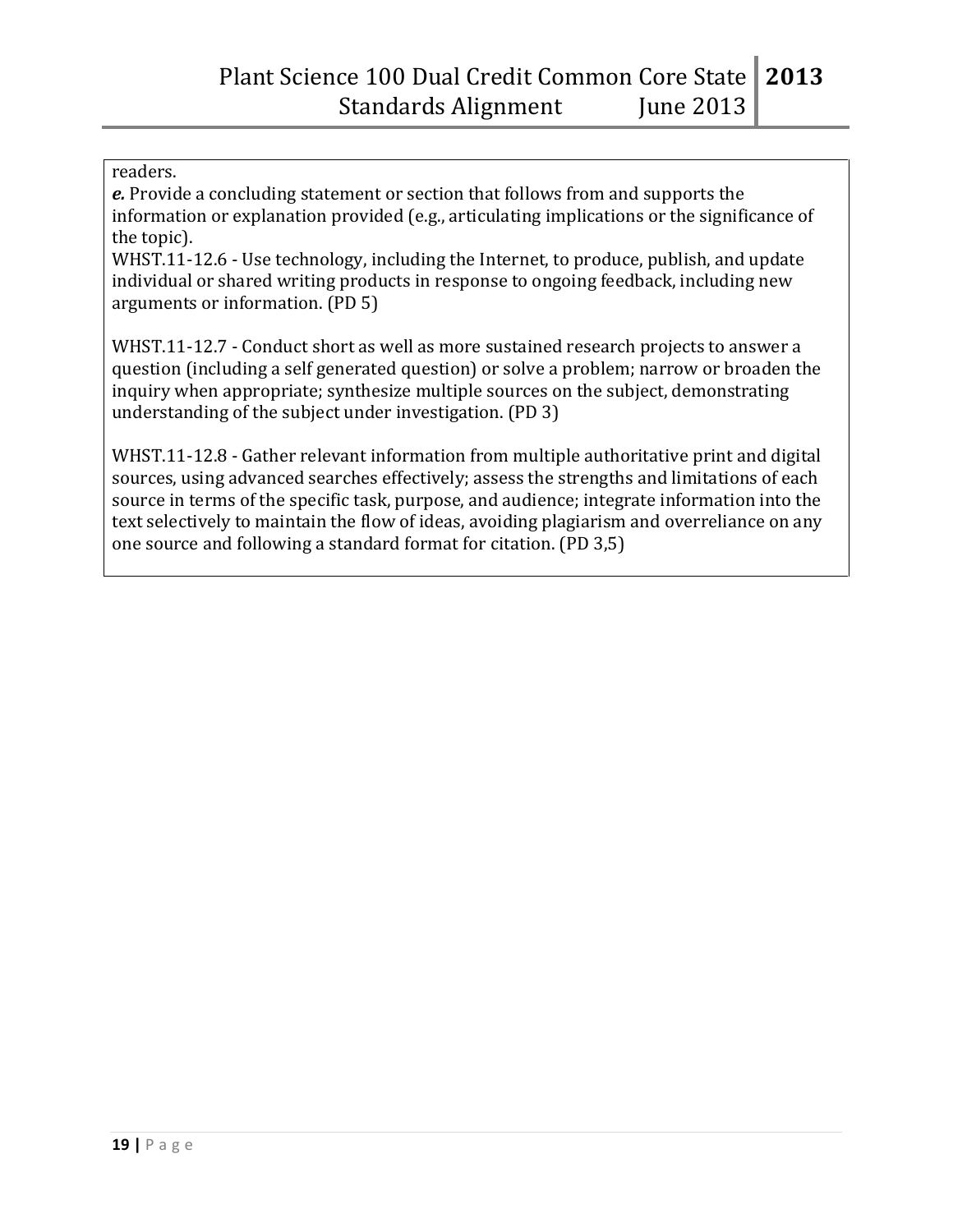readers.

***e.*** Provide a concluding statement or section that follows from and supports the information or explanation provided (e.g., articulating implications or the significance of the topic).

WHST.11-12.6 - Use technology, including the Internet, to produce, publish, and update individual or shared writing products in response to ongoing feedback, including new arguments or information. (PD 5)

WHST.11-12.7 - Conduct short as well as more sustained research projects to answer a question (including a self generated question) or solve a problem; narrow or broaden the inquiry when appropriate; synthesize multiple sources on the subject, demonstrating understanding of the subject under investigation. (PD 3)

WHST.11-12.8 - Gather relevant information from multiple authoritative print and digital sources, using advanced searches effectively; assess the strengths and limitations of each source in terms of the specific task, purpose, and audience; integrate information into the text selectively to maintain the flow of ideas, avoiding plagiarism and overreliance on any one source and following a standard format for citation. (PD 3,5)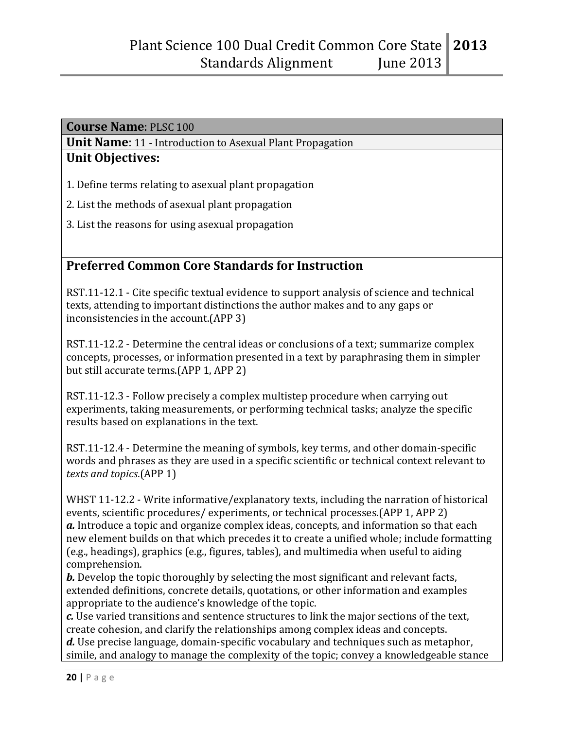**Course Name**: PLSC 100

**Unit Name**: 11 - Introduction to Asexual Plant Propagation

**Unit Objectives:**

1. Define terms relating to asexual plant propagation

2. List the methods of asexual plant propagation

3. List the reasons for using asexual propagation

## Preferred Common Core Standards for Instruction

RST.11-12.1 - Cite specific textual evidence to support analysis of science and technical texts, attending to important distinctions the author makes and to any gaps or inconsistencies in the account.(APP 3)

RST.11-12.2 - Determine the central ideas or conclusions of a text; summarize complex concepts, processes, or information presented in a text by paraphrasing them in simpler but still accurate terms.(APP 1, APP 2)

RST.11-12.3 - Follow precisely a complex multistep procedure when carrying out experiments, taking measurements, or performing technical tasks; analyze the specific results based on explanations in the text.

RST.11-12.4 - Determine the meaning of symbols, key terms, and other domain-specific words and phrases as they are used in a specific scientific or technical context relevant to *texts and topics*.(APP 1)

WHST 11-12.2 - Write informative/explanatory texts, including the narration of historical events, scientific procedures/ experiments, or technical processes.(APP 1, APP 2)
***a.*** Introduce a topic and organize complex ideas, concepts, and information so that each new element builds on that which precedes it to create a unified whole; include formatting (e.g., headings), graphics (e.g., figures, tables), and multimedia when useful to aiding comprehension.
***b.*** Develop the topic thoroughly by selecting the most significant and relevant facts, extended definitions, concrete details, quotations, or other information and examples appropriate to the audience's knowledge of the topic.
***c.*** Use varied transitions and sentence structures to link the major sections of the text, create cohesion, and clarify the relationships among complex ideas and concepts.
***d.*** Use precise language, domain-specific vocabulary and techniques such as metaphor, simile, and analogy to manage the complexity of the topic; convey a knowledgeable stance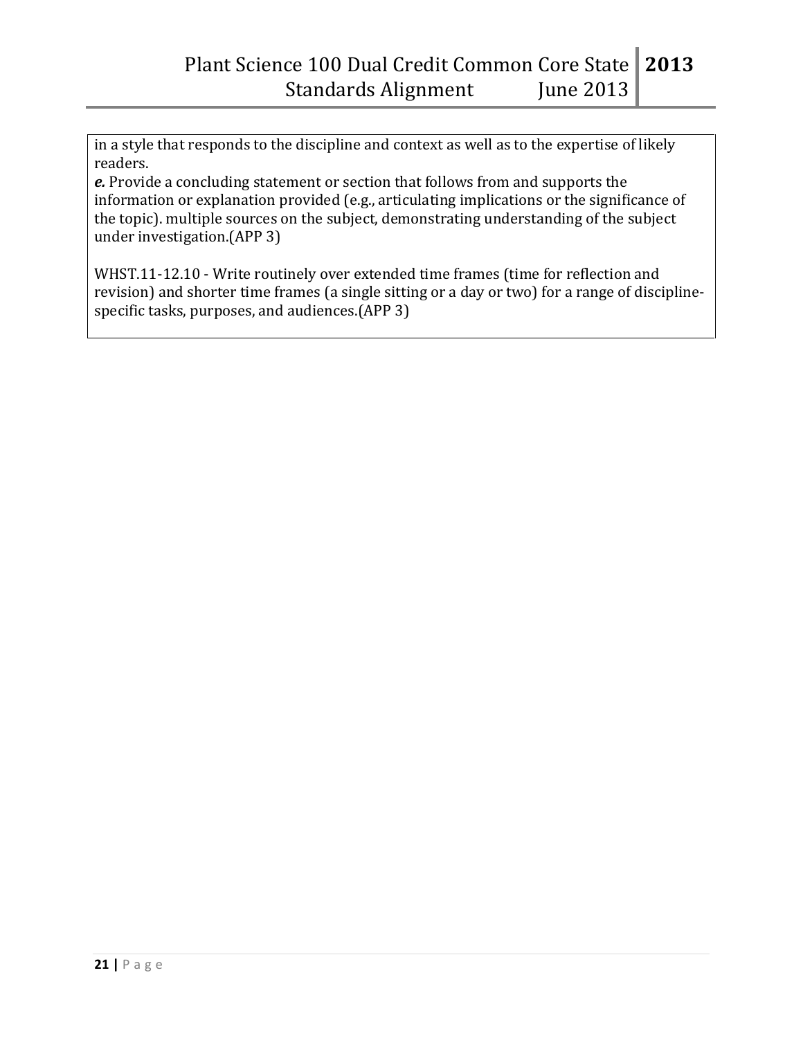in a style that responds to the discipline and context as well as to the expertise of likely readers.

***e.*** Provide a concluding statement or section that follows from and supports the information or explanation provided (e.g., articulating implications or the significance of the topic). multiple sources on the subject, demonstrating understanding of the subject under investigation.(APP 3)

WHST.11-12.10 - Write routinely over extended time frames (time for reflection and revision) and shorter time frames (a single sitting or a day or two) for a range of discipline-specific tasks, purposes, and audiences.(APP 3)